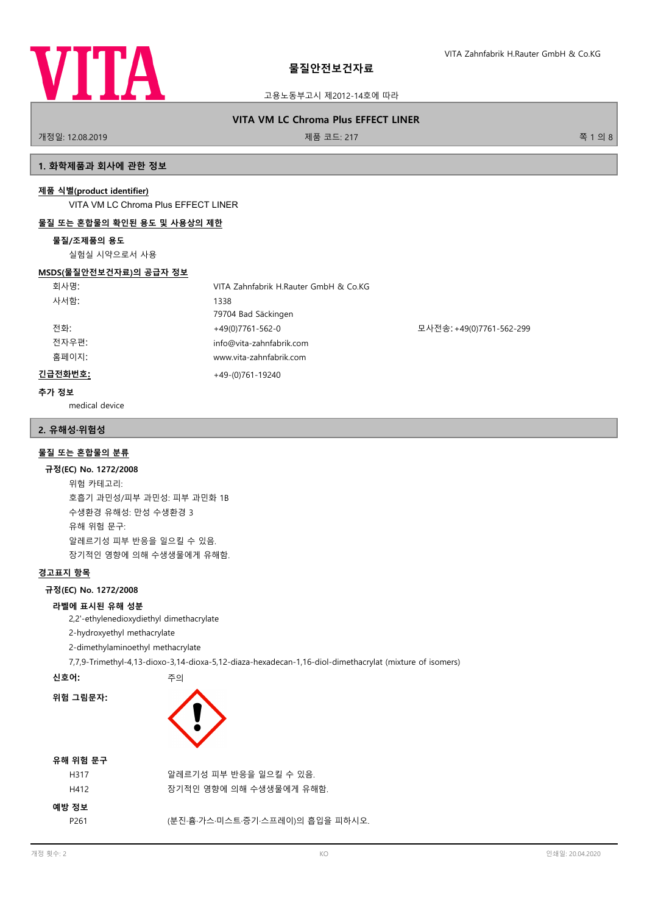# 물질안전보건자료

고용노동부고시 제2012-14호에 따라

## VITA VM LC Chroma Plus EFFECT LINER

개정일: 12.08.2019 제품 코드: 217

## 1. 화학제품과 회사에 관한 정보

**제품 식별(product identifier)**

VITA VM LC Chroma Plus EFFECT LINER

**물질 또는 혼합물의 확인된 용도 및 사용상의 제한**

**물질/조제품의 용도**

실험실 시약으로서 사용

**MSDS(물질안전보건자료)의 공급자 정보**

| | | |
|---|---|---|
| 회사명: | VITA Zahnfabrik H.Rauter GmbH & Co.KG | |
| 사서함: | 1338 | |
| | 79704 Bad Säckingen | |
| 전화: | +49(0)7761-562-0 | 모사전송: +49(0)7761-562-299 |
| 전자우편: | info@vita-zahnfabrik.com | |
| 홈페이지: | www.vita-zahnfabrik.com | |

**긴급전화번호:** +49-(0)761-19240

**추가 정보**

medical device

## 2. 유해성·위험성

**물질 또는 혼합물의 분류**

**규정(EC) No. 1272/2008**

위험 카테고리:

호흡기 과민성/피부 과민성: 피부 과민화 1B

수생환경 유해성: 만성 수생환경 3

유해 위험 문구:

알레르기성 피부 반응을 일으킬 수 있음.

장기적인 영향에 의해 수생생물에게 유해함.

**경고표지 항목**

**규정(EC) No. 1272/2008**

**라벨에 표시된 유해 성분**

2,2'-ethylenedioxydiethyl dimethacrylate

2-hydroxyethyl methacrylate

2-dimethylaminoethyl methacrylate

7,7,9-Trimethyl-4,13-dioxo-3,14-dioxa-5,12-diaza-hexadecan-1,16-diol-dimethacrylat (mixture of isomers)

**신호어:** 주의

**위험 그림문자:**

**유해 위험 문구**

| | |
|---|---|
| H317 | 알레르기성 피부 반응을 일으킬 수 있음. |
| H412 | 장기적인 영향에 의해 수생생물에게 유해함. |

**예방 정보**

| | |
|---|---|
| P261 | (분진·흄·가스·미스트·증기·스프레이)의 흡입을 피하시오. |

개정 횟수: 2 KO 인쇄일: 20.04.2020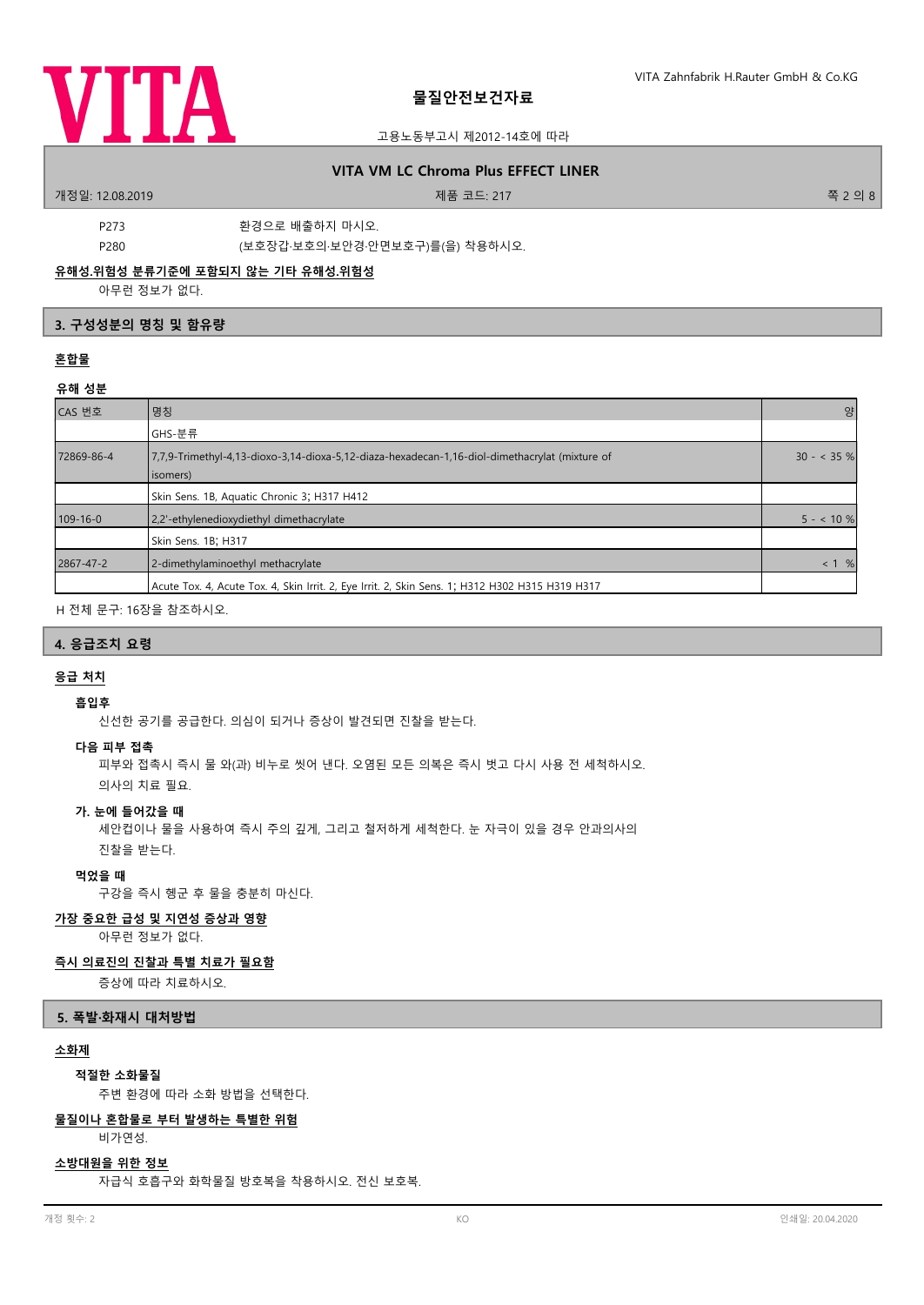P273 환경으로 배출하지 마시오.

P280 (보호장갑·보호의·보안경·안면보호구)를(을) 착용하시오.

**유해성.위험성 분류기준에 포함되지 않는 기타 유해성.위험성**

아무런 정보가 없다.

## 3. 구성성분의 명칭 및 함유량

**혼합물**

**유해 성분**

| CAS 번호 | 명칭 | 양 |
|---|---|---|
| | GHS-분류 | |
| 72869-86-4 | 7,7,9-Trimethyl-4,13-dioxo-3,14-dioxa-5,12-diaza-hexadecan-1,16-diol-dimethacrylat (mixture of isomers) | 30 - < 35 % |
| | Skin Sens. 1B, Aquatic Chronic 3; H317 H412 | |
| 109-16-0 | 2,2'-ethylenedioxydiethyl dimethacrylate | 5 - < 10 % |
| | Skin Sens. 1B; H317 | |
| 2867-47-2 | 2-dimethylaminoethyl methacrylate | < 1 % |
| | Acute Tox. 4, Acute Tox. 4, Skin Irrit. 2, Eye Irrit. 2, Skin Sens. 1; H312 H302 H315 H319 H317 | |

H 전체 문구: 16장을 참조하시오.

## 4. 응급조치 요령

**응급 처치**

**흡입후**

신선한 공기를 공급한다. 의심이 되거나 증상이 발견되면 진찰을 받는다.

**다음 피부 접촉**

피부와 접촉시 즉시 물 와(과) 비누로 씻어 낸다. 오염된 모든 의복은 즉시 벗고 다시 사용 전 세척하시오.

의사의 치료 필요.

**가. 눈에 들어갔을 때**

세안컵이나 물을 사용하여 즉시 주의 깊게, 그리고 철저하게 세척한다. 눈 자극이 있을 경우 안과의사의 진찰을 받는다.

**먹었을 때**

구강을 즉시 헹군 후 물을 충분히 마신다.

**가장 중요한 급성 및 지연성 증상과 영향**

아무런 정보가 없다.

**즉시 의료진의 진찰과 특별 치료가 필요함**

증상에 따라 치료하시오.

## 5. 폭발·화재시 대처방법

**소화제**

**적절한 소화물질**

주변 환경에 따라 소화 방법을 선택한다.

**물질이나 혼합물로 부터 발생하는 특별한 위험**

비가연성.

**소방대원을 위한 정보**

자급식 호흡구와 화학물질 방호복을 착용하시오. 전신 보호복.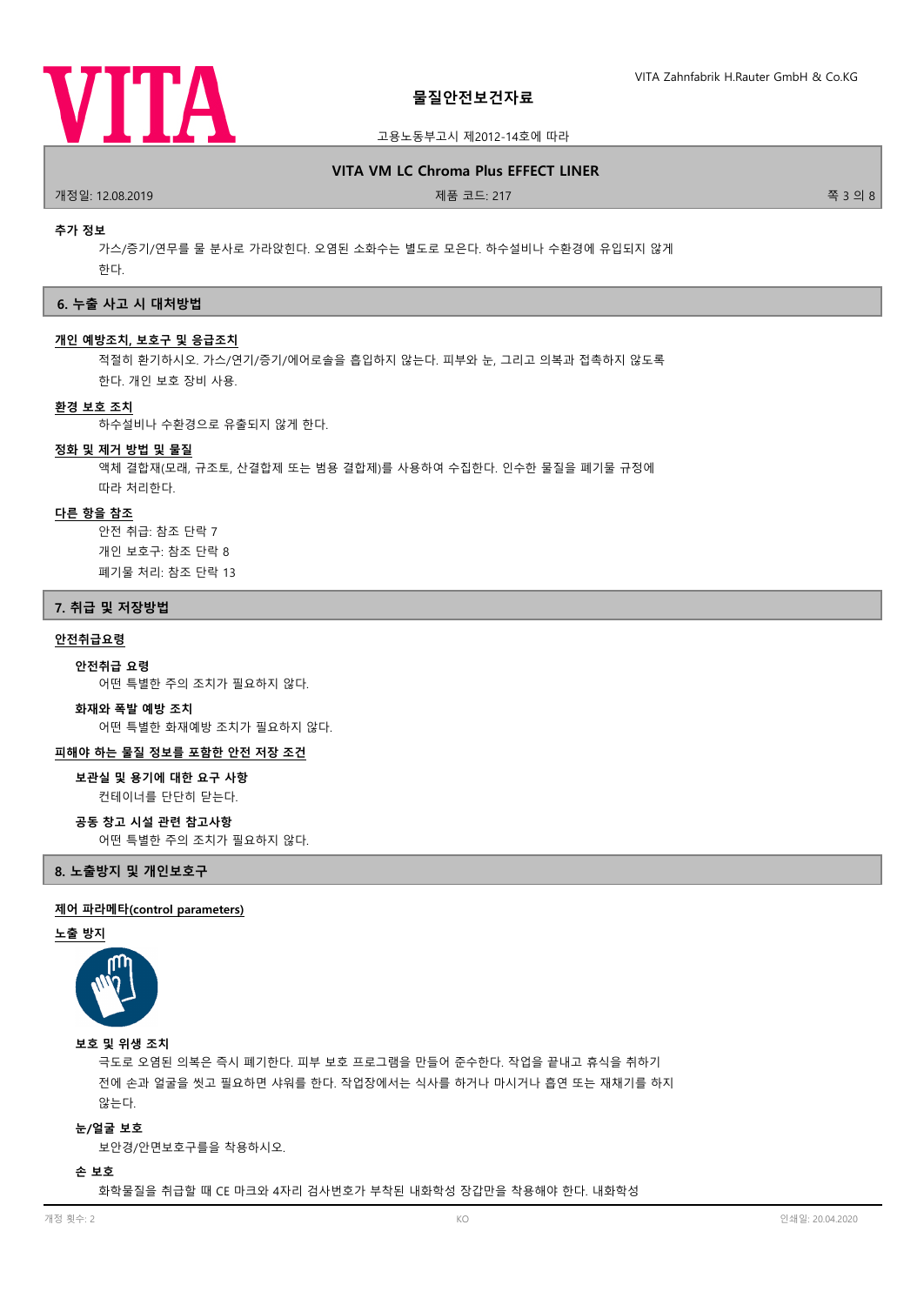**추가 정보**

가스/증기/연무를 물 분사로 가라앉힌다. 오염된 소화수는 별도로 모은다. 하수설비나 수환경에 유입되지 않게 한다.

## 6. 누출 사고 시 대처방법

**개인 예방조치, 보호구 및 응급조치**

적절히 환기하시오. 가스/연기/증기/에어로솔을 흡입하지 않는다. 피부와 눈, 그리고 의복과 접촉하지 않도록 한다. 개인 보호 장비 사용.

**환경 보호 조치**

하수설비나 수환경으로 유출되지 않게 한다.

**정화 및 제거 방법 및 물질**

액체 결합재(모래, 규조토, 산결합제 또는 범용 결합제)를 사용하여 수집한다. 인수한 물질을 폐기물 규정에 따라 처리한다.

**다른 항을 참조**

안전 취급: 참조 단락 7
개인 보호구: 참조 단락 8
폐기물 처리: 참조 단락 13

## 7. 취급 및 저장방법

**안전취급요령**

**안전취급 요령**

어떤 특별한 주의 조치가 필요하지 않다.

**화재와 폭발 예방 조치**

어떤 특별한 화재예방 조치가 필요하지 않다.

**피해야 하는 물질 정보를 포함한 안전 저장 조건**

**보관실 및 용기에 대한 요구 사항**

컨테이너를 단단히 닫는다.

**공동 창고 시설 관련 참고사항**

어떤 특별한 주의 조치가 필요하지 않다.

## 8. 노출방지 및 개인보호구

**제어 파라메타(control parameters)**

**노출 방지**

**보호 및 위생 조치**

극도로 오염된 의복은 즉시 폐기한다. 피부 보호 프로그램을 만들어 준수한다. 작업을 끝내고 휴식을 취하기 전에 손과 얼굴을 씻고 필요하면 샤워를 한다. 작업장에서는 식사를 하거나 마시거나 흡연 또는 재채기를 하지 않는다.

**눈/얼굴 보호**

보안경/안면보호구를을 착용하시오.

**손 보호**

화학물질을 취급할 때 CE 마크와 4자리 검사번호가 부착된 내화학성 장갑만을 착용해야 한다. 내화학성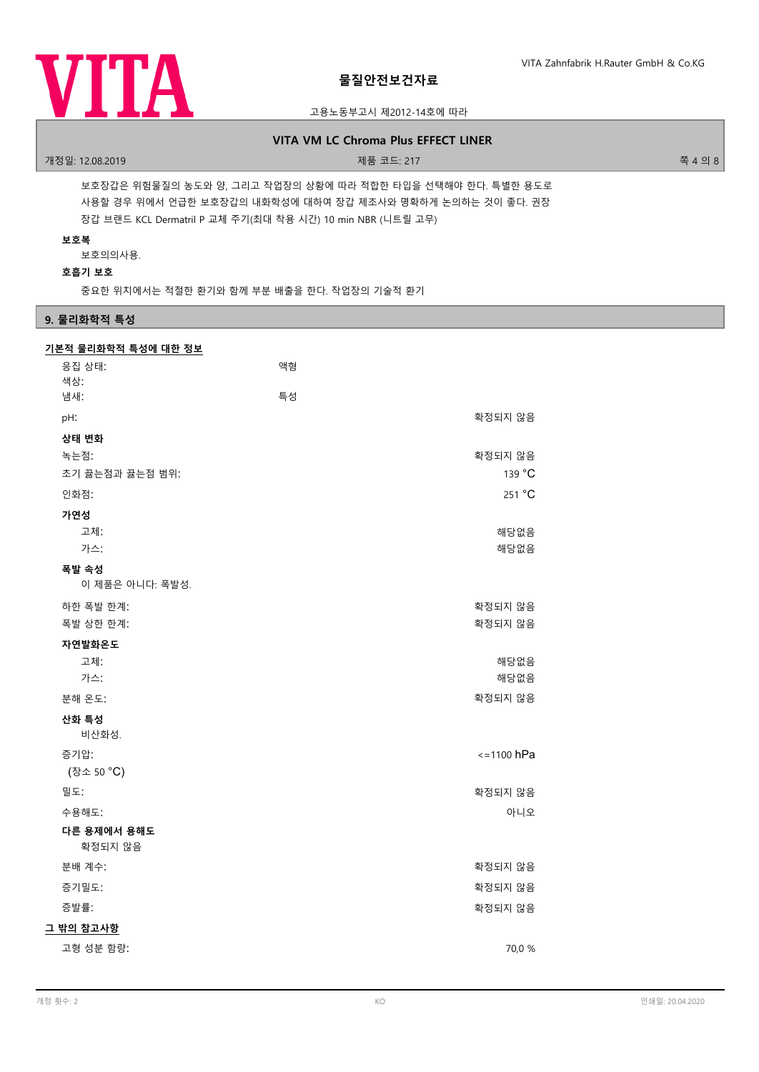보호장갑은 위험물질의 농도와 양, 그리고 작업장의 상황에 따라 적합한 타입을 선택해야 한다. 특별한 용도로 사용할 경우 위에서 언급한 보호장갑의 내화학성에 대하여 장갑 제조사와 명확하게 논의하는 것이 좋다. 권장 장갑 브랜드 KCL Dermatril P 교체 주기(최대 착용 시간) 10 min NBR (니트릴 고무)

**보호복**

보호의의사용.

**호흡기 보호**

중요한 위치에서는 적절한 환기와 함께 부분 배출을 한다. 작업장의 기술적 환기

## 9. 물리화학적 특성

**기본적 물리화학적 특성에 대한 정보**

| | | |
|---|---|---|
| 응집 상태: | 액형 | |
| 색상: | | |
| 냄새: | 특성 | |
| pH: | | 확정되지 않음 |
| **상태 변화** | | |
| 녹는점: | | 확정되지 않음 |
| 초기 끓는점과 끓는점 범위: | | 139 °C |
| 인화점: | | 251 °C |
| **가연성** | | |
| 고체: | | 해당없음 |
| 가스: | | 해당없음 |
| **폭발 속성** | | |
| 이 제품은 아니다: 폭발성. | | |
| 하한 폭발 한계: | | 확정되지 않음 |
| 폭발 상한 한계: | | 확정되지 않음 |
| **자연발화온도** | | |
| 고체: | | 해당없음 |
| 가스: | | 해당없음 |
| 분해 온도: | | 확정되지 않음 |
| **산화 특성** | | |
| 비산화성. | | |
| 증기압: (장소 50 °C) | | <=1100 hPa |
| 밀도: | | 확정되지 않음 |
| 수용해도: | | 아니오 |
| **다른 용제에서 용해도** | | |
| 확정되지 않음 | | |
| 분배 계수: | | 확정되지 않음 |
| 증기밀도: | | 확정되지 않음 |
| 증발률: | | 확정되지 않음 |

**그 밖의 참고사항**

| | |
|---|---|
| 고형 성분 함량: | 70,0 % |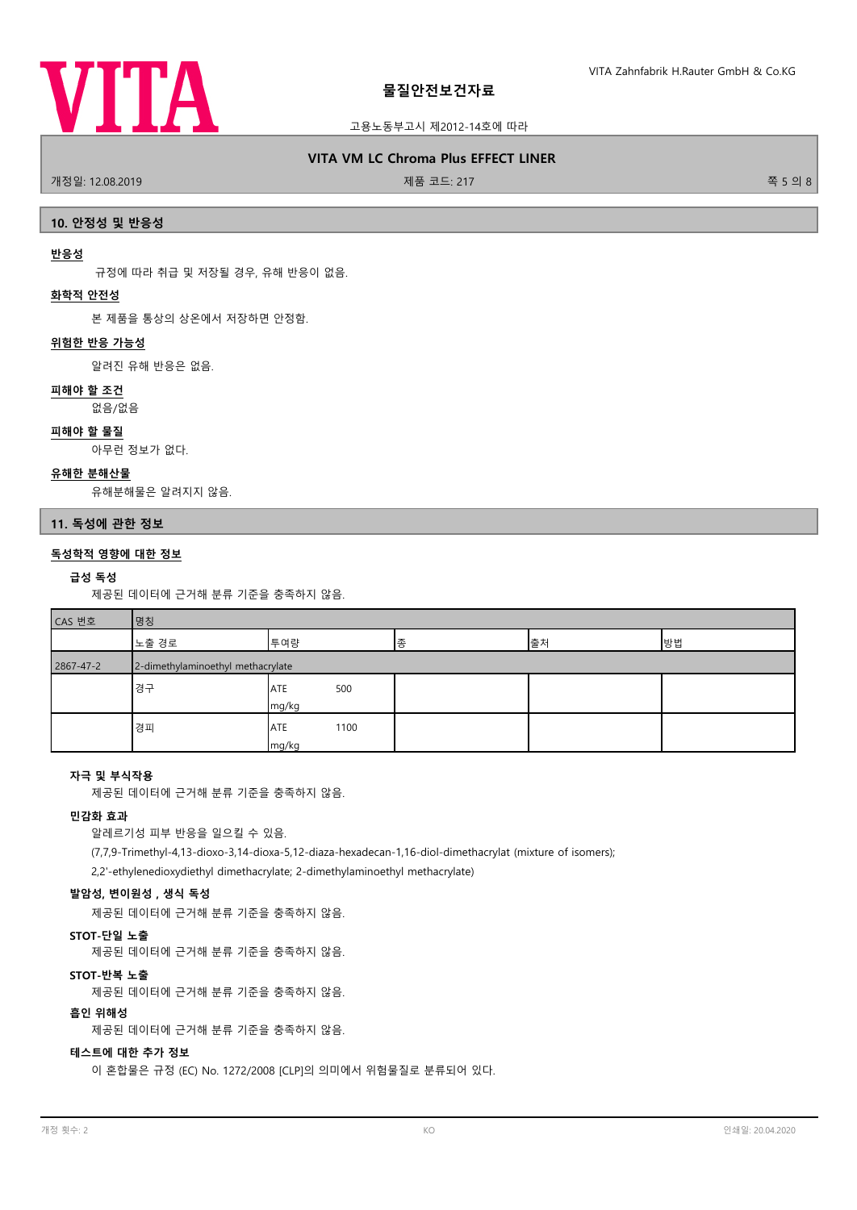## 10. 안정성 및 반응성

**반응성**

규정에 따라 취급 및 저장될 경우, 유해 반응이 없음.

**화학적 안전성**

본 제품을 통상의 상온에서 저장하면 안정함.

**위험한 반응 가능성**

알려진 유해 반응은 없음.

**피해야 할 조건**

없음/없음

**피해야 할 물질**

아무런 정보가 없다.

**유해한 분해산물**

유해분해물은 알려지지 않음.

## 11. 독성에 관한 정보

**독성학적 영향에 대한 정보**

### 급성 독성

제공된 데이터에 근거해 분류 기준을 충족하지 않음.

| CAS 번호 | 명칭 | | | | |
|---|---|---|---|---|---|
| | 노출 경로 | 투여량 | 종 | 출처 | 방법 |
| 2867-47-2 | 2-dimethylaminoethyl methacrylate | | | | |
| | 경구 | ATE 500 mg/kg | | | |
| | 경피 | ATE 1100 mg/kg | | | |

### 자극 및 부식작용

제공된 데이터에 근거해 분류 기준을 충족하지 않음.

### 민감화 효과

알레르기성 피부 반응을 일으킬 수 있음.

(7,7,9-Trimethyl-4,13-dioxo-3,14-dioxa-5,12-diaza-hexadecan-1,16-diol-dimethacrylat (mixture of isomers); 2,2'-ethylenedioxydiethyl dimethacrylate; 2-dimethylaminoethyl methacrylate)

### 발암성, 변이원성 , 생식 독성

제공된 데이터에 근거해 분류 기준을 충족하지 않음.

### STOT-단일 노출

제공된 데이터에 근거해 분류 기준을 충족하지 않음.

### STOT-반복 노출

제공된 데이터에 근거해 분류 기준을 충족하지 않음.

### 흡인 위해성

제공된 데이터에 근거해 분류 기준을 충족하지 않음.

### 테스트에 대한 추가 정보

이 혼합물은 규정 (EC) No. 1272/2008 [CLP]의 의미에서 위험물질로 분류되어 있다.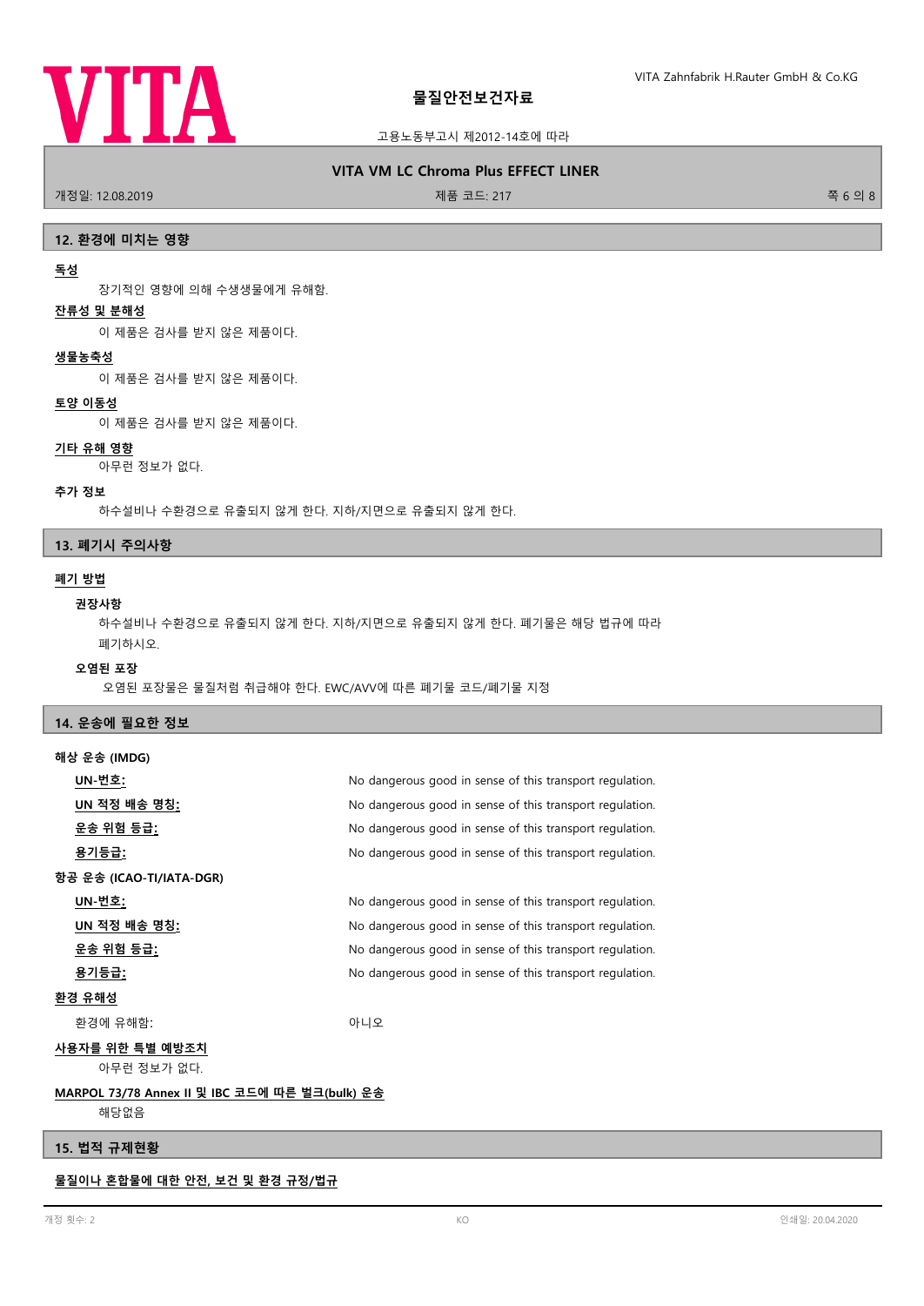## 12. 환경에 미치는 영향

**독성**

장기적인 영향에 의해 수생생물에게 유해함.

**잔류성 및 분해성**

이 제품은 검사를 받지 않은 제품이다.

**생물농축성**

이 제품은 검사를 받지 않은 제품이다.

**토양 이동성**

이 제품은 검사를 받지 않은 제품이다.

**기타 유해 영향**

아무런 정보가 없다.

**추가 정보**

하수설비나 수환경으로 유출되지 않게 한다. 지하/지면으로 유출되지 않게 한다.

## 13. 폐기시 주의사항

**폐기 방법**

**권장사항**

하수설비나 수환경으로 유출되지 않게 한다. 지하/지면으로 유출되지 않게 한다. 폐기물은 해당 법규에 따라 폐기하시오.

**오염된 포장**

오염된 포장물은 물질처럼 취급해야 한다. EWC/AVV에 따른 폐기물 코드/폐기물 지정

## 14. 운송에 필요한 정보

**해상 운송 (IMDG)**

| | |
|---|---|
| **UN-번호:** | No dangerous good in sense of this transport regulation. |
| **UN 적정 배송 명칭:** | No dangerous good in sense of this transport regulation. |
| **운송 위험 등급:** | No dangerous good in sense of this transport regulation. |
| **용기등급:** | No dangerous good in sense of this transport regulation. |

**항공 운송 (ICAO-TI/IATA-DGR)**

| | |
|---|---|
| **UN-번호:** | No dangerous good in sense of this transport regulation. |
| **UN 적정 배송 명칭:** | No dangerous good in sense of this transport regulation. |
| **운송 위험 등급:** | No dangerous good in sense of this transport regulation. |
| **용기등급:** | No dangerous good in sense of this transport regulation. |

**환경 유해성**

환경에 유해함: 아니오

**사용자를 위한 특별 예방조치**

아무런 정보가 없다.

**MARPOL 73/78 Annex II 및 IBC 코드에 따른 벌크(bulk) 운송**

해당없음

## 15. 법적 규제현황

**물질이나 혼합물에 대한 안전, 보건 및 환경 규정/법규**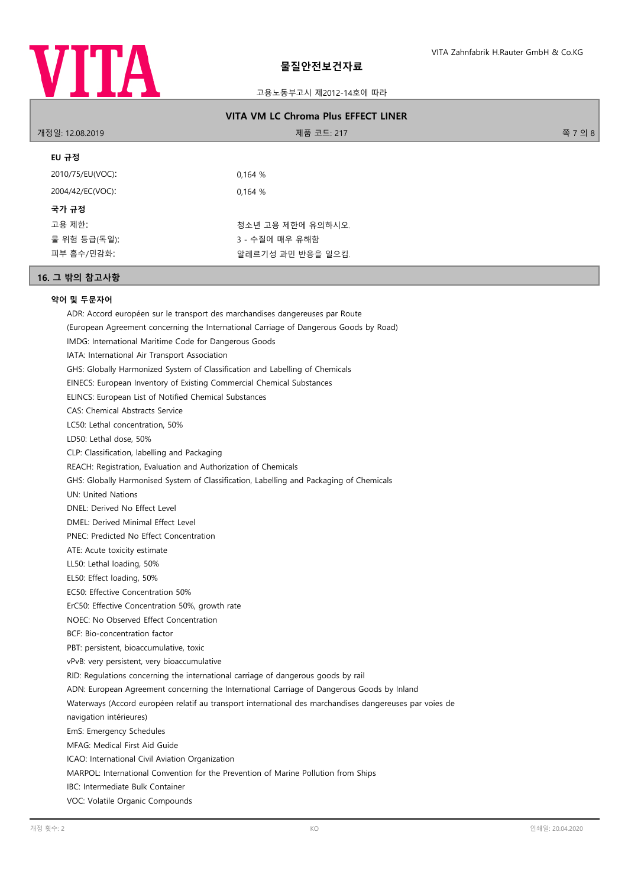#### EU 규정

| | |
|---|---|
| 2010/75/EU(VOC): | 0,164 % |
| 2004/42/EC(VOC): | 0,164 % |

#### 국가 규정

| | |
|---|---|
| 고용 제한: | 청소년 고용 제한에 유의하시오. |
| 물 위험 등급(독일): | 3 - 수질에 매우 유해함 |
| 피부 흡수/민감화: | 알레르기성 과민 반응을 일으킴. |

## 16. 그 밖의 참고사항

#### 약어 및 두문자어

ADR: Accord européen sur le transport des marchandises dangereuses par Route
(European Agreement concerning the International Carriage of Dangerous Goods by Road)
IMDG: International Maritime Code for Dangerous Goods
IATA: International Air Transport Association
GHS: Globally Harmonized System of Classification and Labelling of Chemicals
EINECS: European Inventory of Existing Commercial Chemical Substances
ELINCS: European List of Notified Chemical Substances
CAS: Chemical Abstracts Service
LC50: Lethal concentration, 50%
LD50: Lethal dose, 50%
CLP: Classification, labelling and Packaging
REACH: Registration, Evaluation and Authorization of Chemicals
GHS: Globally Harmonised System of Classification, Labelling and Packaging of Chemicals
UN: United Nations
DNEL: Derived No Effect Level
DMEL: Derived Minimal Effect Level
PNEC: Predicted No Effect Concentration
ATE: Acute toxicity estimate
LL50: Lethal loading, 50%
EL50: Effect loading, 50%
EC50: Effective Concentration 50%
ErC50: Effective Concentration 50%, growth rate
NOEC: No Observed Effect Concentration
BCF: Bio-concentration factor
PBT: persistent, bioaccumulative, toxic
vPvB: very persistent, very bioaccumulative
RID: Regulations concerning the international carriage of dangerous goods by rail
ADN: European Agreement concerning the International Carriage of Dangerous Goods by Inland Waterways (Accord européen relatif au transport international des marchandises dangereuses par voies de navigation intérieures)
EmS: Emergency Schedules
MFAG: Medical First Aid Guide
ICAO: International Civil Aviation Organization
MARPOL: International Convention for the Prevention of Marine Pollution from Ships
IBC: Intermediate Bulk Container
VOC: Volatile Organic Compounds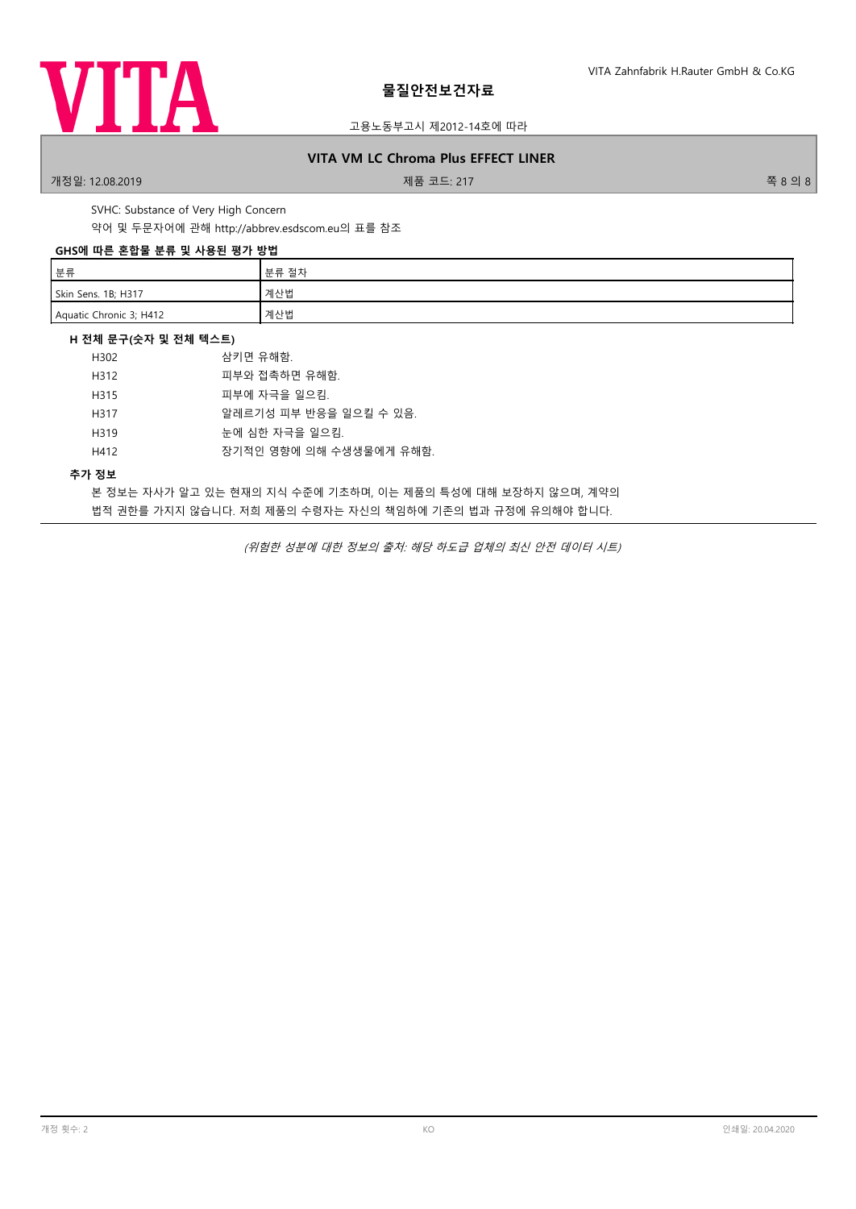SVHC: Substance of Very High Concern

약어 및 두문자어에 관해 http://abbrev.esdscom.eu의 표를 참조

**GHS에 따른 혼합물 분류 및 사용된 평가 방법**

| 분류 | 분류 절차 |
|---|---|
| Skin Sens. 1B; H317 | 계산법 |
| Aquatic Chronic 3; H412 | 계산법 |

**H 전체 문구(숫자 및 전체 텍스트)**

| | |
|---|---|
| H302 | 삼키면 유해함. |
| H312 | 피부와 접촉하면 유해함. |
| H315 | 피부에 자극을 일으킴. |
| H317 | 알레르기성 피부 반응을 일으킬 수 있음. |
| H319 | 눈에 심한 자극을 일으킴. |
| H412 | 장기적인 영향에 의해 수생생물에게 유해함. |

**추가 정보**

본 정보는 자사가 알고 있는 현재의 지식 수준에 기초하며, 이는 제품의 특성에 대해 보장하지 않으며, 계약의 법적 권한를 가지지 않습니다. 저희 제품의 수령자는 자신의 책임하에 기존의 법과 규정에 유의해야 합니다.

*(위험한 성분에 대한 정보의 출처: 해당 하도급 업체의 최신 안전 데이터 시트)*